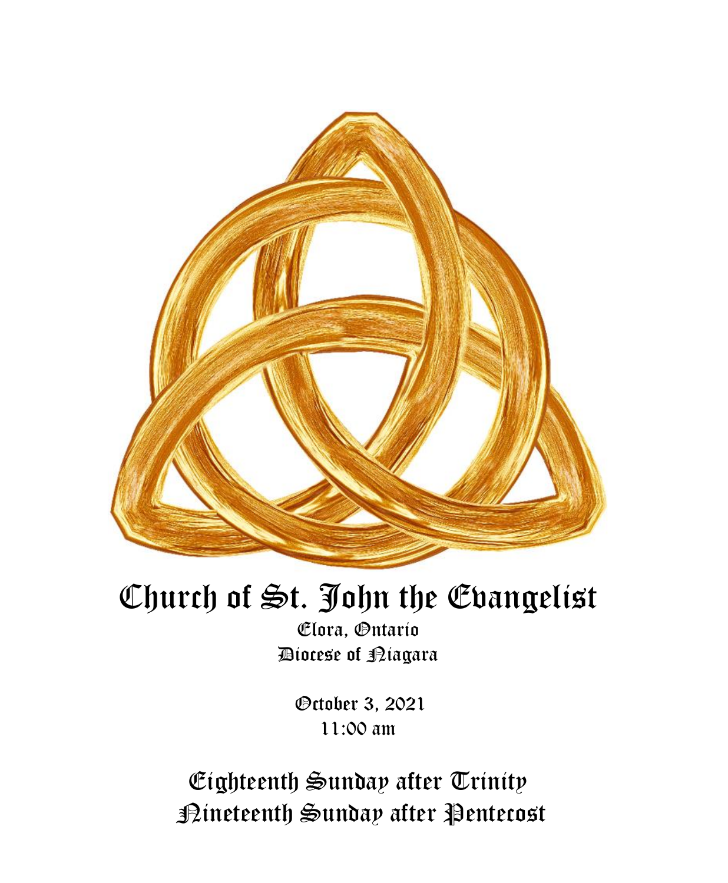# Church of St. John the Evangelist

Elora, Ontario
Diocese of Niagara

October 3, 2021
11:00 am

## Eighteenth Sunday after Trinity
## Nineteenth Sunday after Pentecost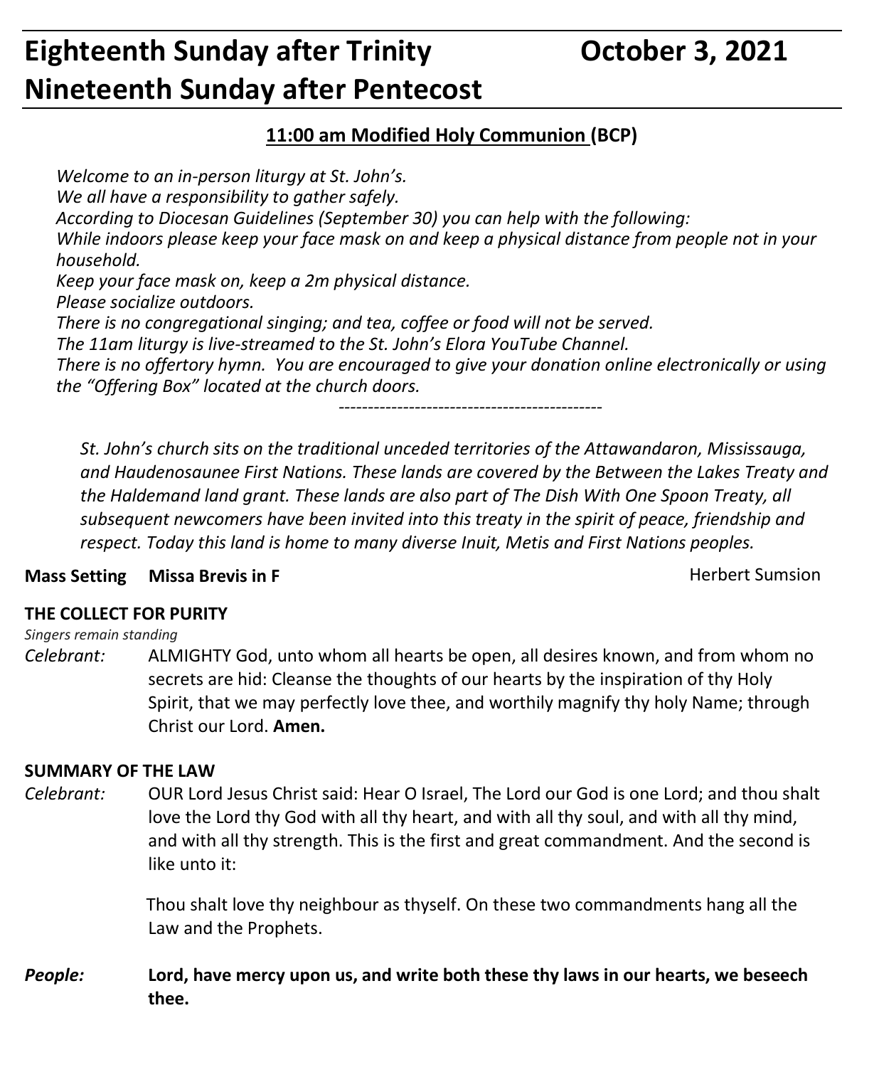# Eighteenth Sunday after Trinity October 3, 2021
# Nineteenth Sunday after Pentecost

**11:00 am Modified Holy Communion (BCP)**

*Welcome to an in-person liturgy at St. John's.*
*We all have a responsibility to gather safely.*
*According to Diocesan Guidelines (September 30) you can help with the following:*
*While indoors please keep your face mask on and keep a physical distance from people not in your household.*
*Keep your face mask on, keep a 2m physical distance.*
*Please socialize outdoors.*
*There is no congregational singing; and tea, coffee or food will not be served.*
*The 11am liturgy is live-streamed to the St. John's Elora YouTube Channel.*
*There is no offertory hymn. You are encouraged to give your donation online electronically or using the "Offering Box" located at the church doors.*

---

*St. John's church sits on the traditional unceded territories of the Attawandaron, Mississauga, and Haudenosaunee First Nations. These lands are covered by the Between the Lakes Treaty and the Haldemand land grant. These lands are also part of The Dish With One Spoon Treaty, all subsequent newcomers have been invited into this treaty in the spirit of peace, friendship and respect. Today this land is home to many diverse Inuit, Metis and First Nations peoples.*

**Mass Setting Missa Brevis in F** Herbert Sumsion

**THE COLLECT FOR PURITY**

*Singers remain standing*

*Celebrant:* ALMIGHTY God, unto whom all hearts be open, all desires known, and from whom no secrets are hid: Cleanse the thoughts of our hearts by the inspiration of thy Holy Spirit, that we may perfectly love thee, and worthily magnify thy holy Name; through Christ our Lord. **Amen.**

**SUMMARY OF THE LAW**

*Celebrant:* OUR Lord Jesus Christ said: Hear O Israel, The Lord our God is one Lord; and thou shalt love the Lord thy God with all thy heart, and with all thy soul, and with all thy mind, and with all thy strength. This is the first and great commandment. And the second is like unto it:

Thou shalt love thy neighbour as thyself. On these two commandments hang all the Law and the Prophets.

***People:*** **Lord, have mercy upon us, and write both these thy laws in our hearts, we beseech thee.**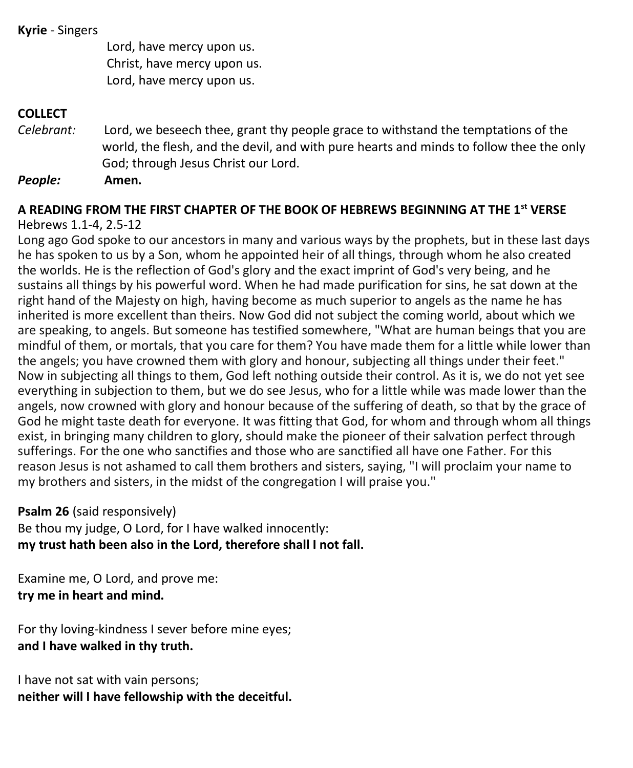**Kyrie** - Singers

Lord, have mercy upon us.
Christ, have mercy upon us.
Lord, have mercy upon us.

**COLLECT**

*Celebrant:* Lord, we beseech thee, grant thy people grace to withstand the temptations of the world, the flesh, and the devil, and with pure hearts and minds to follow thee the only God; through Jesus Christ our Lord.

***People:*** **Amen.**

**A READING FROM THE FIRST CHAPTER OF THE BOOK OF HEBREWS BEGINNING AT THE 1st VERSE**

Hebrews 1.1-4, 2.5-12

Long ago God spoke to our ancestors in many and various ways by the prophets, but in these last days he has spoken to us by a Son, whom he appointed heir of all things, through whom he also created the worlds. He is the reflection of God's glory and the exact imprint of God's very being, and he sustains all things by his powerful word. When he had made purification for sins, he sat down at the right hand of the Majesty on high, having become as much superior to angels as the name he has inherited is more excellent than theirs. Now God did not subject the coming world, about which we are speaking, to angels. But someone has testified somewhere, "What are human beings that you are mindful of them, or mortals, that you care for them? You have made them for a little while lower than the angels; you have crowned them with glory and honour, subjecting all things under their feet." Now in subjecting all things to them, God left nothing outside their control. As it is, we do not yet see everything in subjection to them, but we do see Jesus, who for a little while was made lower than the angels, now crowned with glory and honour because of the suffering of death, so that by the grace of God he might taste death for everyone. It was fitting that God, for whom and through whom all things exist, in bringing many children to glory, should make the pioneer of their salvation perfect through sufferings. For the one who sanctifies and those who are sanctified all have one Father. For this reason Jesus is not ashamed to call them brothers and sisters, saying, "I will proclaim your name to my brothers and sisters, in the midst of the congregation I will praise you."

**Psalm 26** (said responsively)

Be thou my judge, O Lord, for I have walked innocently:
**my trust hath been also in the Lord, therefore shall I not fall.**

Examine me, O Lord, and prove me:
**try me in heart and mind.**

For thy loving-kindness I sever before mine eyes;
**and I have walked in thy truth.**

I have not sat with vain persons;
**neither will I have fellowship with the deceitful.**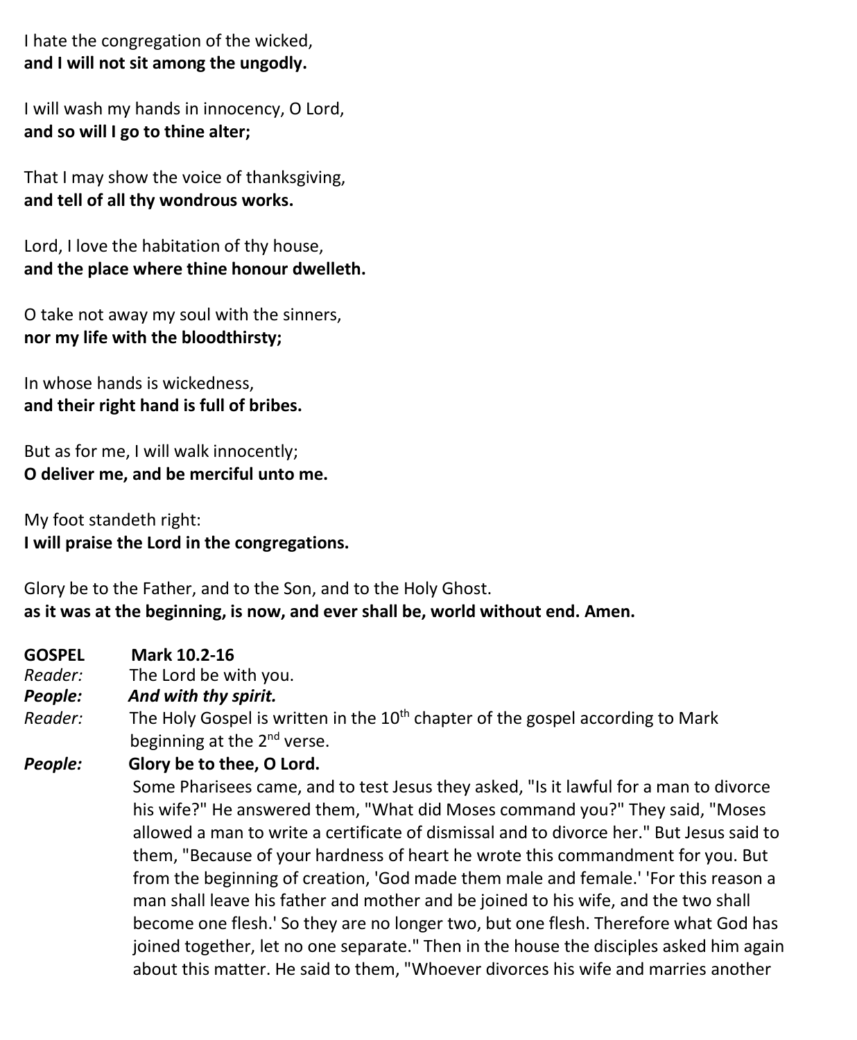I hate the congregation of the wicked,
**and I will not sit among the ungodly.**

I will wash my hands in innocency, O Lord,
**and so will I go to thine alter;**

That I may show the voice of thanksgiving,
**and tell of all thy wondrous works.**

Lord, I love the habitation of thy house,
**and the place where thine honour dwelleth.**

O take not away my soul with the sinners,
**nor my life with the bloodthirsty;**

In whose hands is wickedness,
**and their right hand is full of bribes.**

But as for me, I will walk innocently;
**O deliver me, and be merciful unto me.**

My foot standeth right:
**I will praise the Lord in the congregations.**

Glory be to the Father, and to the Son, and to the Holy Ghost.
**as it was at the beginning, is now, and ever shall be, world without end. Amen.**

**GOSPEL** **Mark 10.2-16**

*Reader:* The Lord be with you.
***People:*** ***And with thy spirit.***
*Reader:* The Holy Gospel is written in the 10th chapter of the gospel according to Mark beginning at the 2nd verse.
***People:*** **Glory be to thee, O Lord.**

Some Pharisees came, and to test Jesus they asked, "Is it lawful for a man to divorce his wife?" He answered them, "What did Moses command you?" They said, "Moses allowed a man to write a certificate of dismissal and to divorce her." But Jesus said to them, "Because of your hardness of heart he wrote this commandment for you. But from the beginning of creation, 'God made them male and female.' 'For this reason a man shall leave his father and mother and be joined to his wife, and the two shall become one flesh.' So they are no longer two, but one flesh. Therefore what God has joined together, let no one separate." Then in the house the disciples asked him again about this matter. He said to them, "Whoever divorces his wife and marries another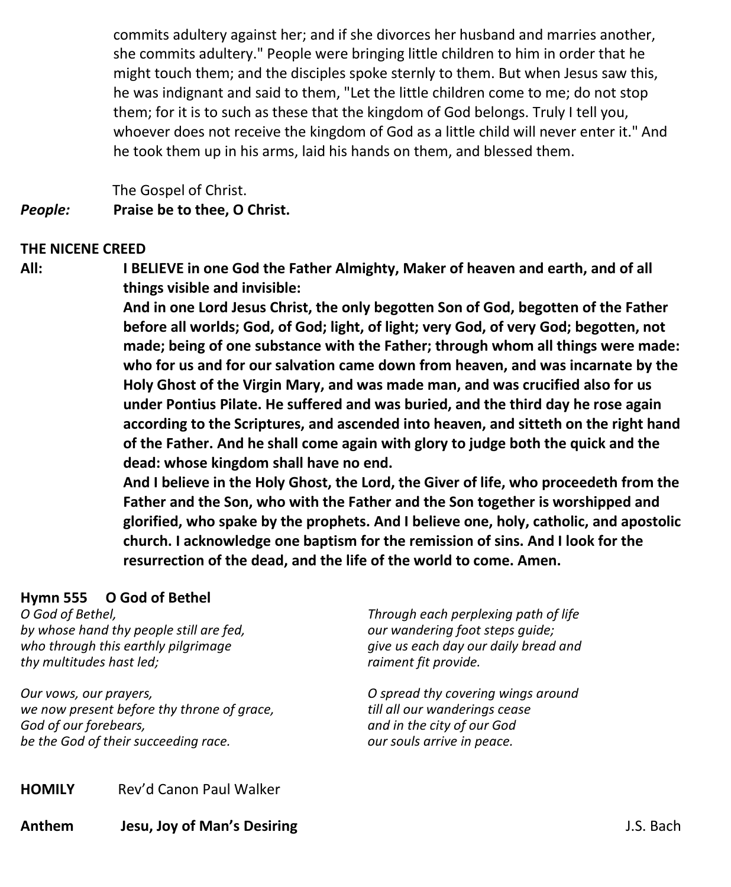commits adultery against her; and if she divorces her husband and marries another, she commits adultery." People were bringing little children to him in order that he might touch them; and the disciples spoke sternly to them. But when Jesus saw this, he was indignant and said to them, "Let the little children come to me; do not stop them; for it is to such as these that the kingdom of God belongs. Truly I tell you, whoever does not receive the kingdom of God as a little child will never enter it." And he took them up in his arms, laid his hands on them, and blessed them.

The Gospel of Christ.

***People:*** **Praise be to thee, O Christ.**

**THE NICENE CREED**

**All:** **I BELIEVE in one God the Father Almighty, Maker of heaven and earth, and of all things visible and invisible:**

**And in one Lord Jesus Christ, the only begotten Son of God, begotten of the Father before all worlds; God, of God; light, of light; very God, of very God; begotten, not made; being of one substance with the Father; through whom all things were made: who for us and for our salvation came down from heaven, and was incarnate by the Holy Ghost of the Virgin Mary, and was made man, and was crucified also for us under Pontius Pilate. He suffered and was buried, and the third day he rose again according to the Scriptures, and ascended into heaven, and sitteth on the right hand of the Father. And he shall come again with glory to judge both the quick and the dead: whose kingdom shall have no end.**

**And I believe in the Holy Ghost, the Lord, the Giver of life, who proceedeth from the Father and the Son, who with the Father and the Son together is worshipped and glorified, who spake by the prophets. And I believe one, holy, catholic, and apostolic church. I acknowledge one baptism for the remission of sins. And I look for the resurrection of the dead, and the life of the world to come. Amen.**

**Hymn 555 O God of Bethel**

*O God of Bethel,*
*by whose hand thy people still are fed,*
*who through this earthly pilgrimage*
*thy multitudes hast led;*

*Our vows, our prayers,*
*we now present before thy throne of grace,*
*God of our forebears,*
*be the God of their succeeding race.*

*Through each perplexing path of life*
*our wandering foot steps guide;*
*give us each day our daily bread and*
*raiment fit provide.*

*O spread thy covering wings around*
*till all our wanderings cease*
*and in the city of our God*
*our souls arrive in peace.*

**HOMILY** Rev'd Canon Paul Walker

**Anthem** **Jesu, Joy of Man's Desiring** J.S. Bach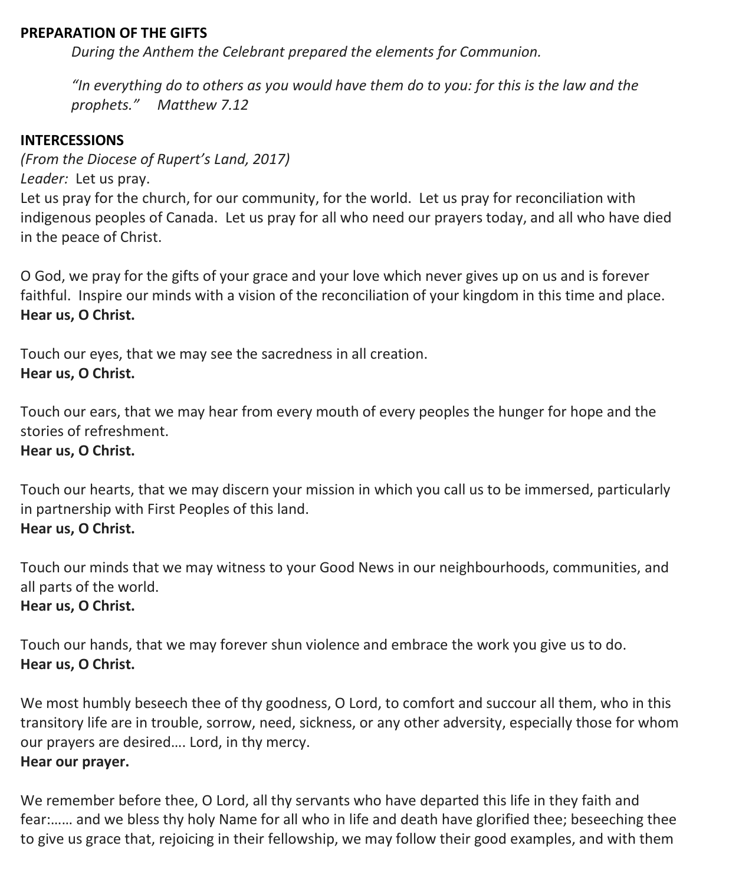**PREPARATION OF THE GIFTS**

*During the Anthem the Celebrant prepared the elements for Communion.*

*"In everything do to others as you would have them do to you: for this is the law and the prophets."     Matthew 7.12*

**INTERCESSIONS**

*(From the Diocese of Rupert's Land, 2017)*

*Leader:* Let us pray.

Let us pray for the church, for our community, for the world. Let us pray for reconciliation with indigenous peoples of Canada. Let us pray for all who need our prayers today, and all who have died in the peace of Christ.

O God, we pray for the gifts of your grace and your love which never gives up on us and is forever faithful. Inspire our minds with a vision of the reconciliation of your kingdom in this time and place.
**Hear us, O Christ.**

Touch our eyes, that we may see the sacredness in all creation.
**Hear us, O Christ.**

Touch our ears, that we may hear from every mouth of every peoples the hunger for hope and the stories of refreshment.
**Hear us, O Christ.**

Touch our hearts, that we may discern your mission in which you call us to be immersed, particularly in partnership with First Peoples of this land.
**Hear us, O Christ.**

Touch our minds that we may witness to your Good News in our neighbourhoods, communities, and all parts of the world.
**Hear us, O Christ.**

Touch our hands, that we may forever shun violence and embrace the work you give us to do.
**Hear us, O Christ.**

We most humbly beseech thee of thy goodness, O Lord, to comfort and succour all them, who in this transitory life are in trouble, sorrow, need, sickness, or any other adversity, especially those for whom our prayers are desired…. Lord, in thy mercy.
**Hear our prayer.**

We remember before thee, O Lord, all thy servants who have departed this life in they faith and fear:…… and we bless thy holy Name for all who in life and death have glorified thee; beseeching thee to give us grace that, rejoicing in their fellowship, we may follow their good examples, and with them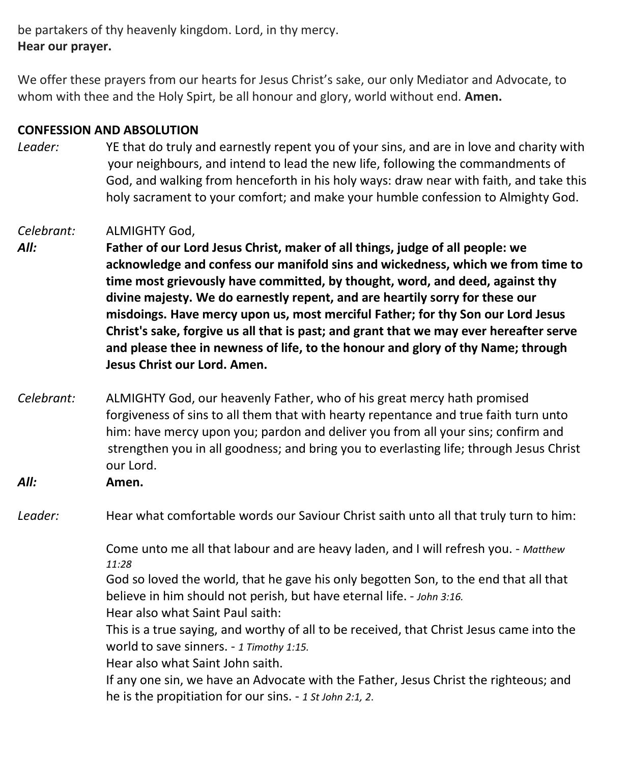be partakers of thy heavenly kingdom. Lord, in thy mercy.
**Hear our prayer.**

We offer these prayers from our hearts for Jesus Christ's sake, our only Mediator and Advocate, to whom with thee and the Holy Spirt, be all honour and glory, world without end. **Amen.**

**CONFESSION AND ABSOLUTION**

*Leader:* YE that do truly and earnestly repent you of your sins, and are in love and charity with your neighbours, and intend to lead the new life, following the commandments of God, and walking from henceforth in his holy ways: draw near with faith, and take this holy sacrament to your comfort; and make your humble confession to Almighty God.

*Celebrant:* ALMIGHTY God,

***All:*** **Father of our Lord Jesus Christ, maker of all things, judge of all people: we acknowledge and confess our manifold sins and wickedness, which we from time to time most grievously have committed, by thought, word, and deed, against thy divine majesty. We do earnestly repent, and are heartily sorry for these our misdoings. Have mercy upon us, most merciful Father; for thy Son our Lord Jesus Christ's sake, forgive us all that is past; and grant that we may ever hereafter serve and please thee in newness of life, to the honour and glory of thy Name; through Jesus Christ our Lord. Amen.**

*Celebrant:* ALMIGHTY God, our heavenly Father, who of his great mercy hath promised forgiveness of sins to all them that with hearty repentance and true faith turn unto him: have mercy upon you; pardon and deliver you from all your sins; confirm and strengthen you in all goodness; and bring you to everlasting life; through Jesus Christ our Lord.

***All:*** **Amen.**

*Leader:* Hear what comfortable words our Saviour Christ saith unto all that truly turn to him:

Come unto me all that labour and are heavy laden, and I will refresh you. - *Matthew 11:28*

God so loved the world, that he gave his only begotten Son, to the end that all that believe in him should not perish, but have eternal life. - *John 3:16.*

Hear also what Saint Paul saith:

This is a true saying, and worthy of all to be received, that Christ Jesus came into the world to save sinners. - *1 Timothy 1:15.*

Hear also what Saint John saith.

If any one sin, we have an Advocate with the Father, Jesus Christ the righteous; and he is the propitiation for our sins. - *1 St John 2:1, 2.*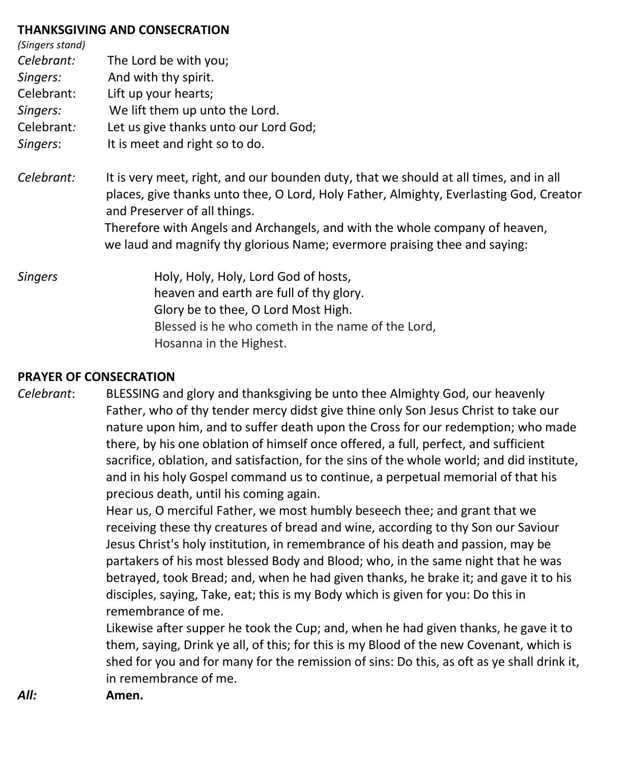**THANKSGIVING AND CONSECRATION**

*(Singers stand)*

*Celebrant:* The Lord be with you;
*Singers:* And with thy spirit.
Celebrant: Lift up your hearts;
*Singers:* We lift them up unto the Lord.
Celebrant*:* Let us give thanks unto our Lord God;
*Singers*: It is meet and right so to do.

*Celebrant:* It is very meet, right, and our bounden duty, that we should at all times, and in all places, give thanks unto thee, O Lord, Holy Father, Almighty, Everlasting God, Creator and Preserver of all things.
Therefore with Angels and Archangels, and with the whole company of heaven, we laud and magnify thy glorious Name; evermore praising thee and saying:

*Singers*
Holy, Holy, Holy, Lord God of hosts,
heaven and earth are full of thy glory.
Glory be to thee, O Lord Most High.
Blessed is he who cometh in the name of the Lord,
Hosanna in the Highest.

**PRAYER OF CONSECRATION**

*Celebrant*: BLESSING and glory and thanksgiving be unto thee Almighty God, our heavenly Father, who of thy tender mercy didst give thine only Son Jesus Christ to take our nature upon him, and to suffer death upon the Cross for our redemption; who made there, by his one oblation of himself once offered, a full, perfect, and sufficient sacrifice, oblation, and satisfaction, for the sins of the whole world; and did institute, and in his holy Gospel command us to continue, a perpetual memorial of that his precious death, until his coming again.
Hear us, O merciful Father, we most humbly beseech thee; and grant that we receiving these thy creatures of bread and wine, according to thy Son our Saviour Jesus Christ's holy institution, in remembrance of his death and passion, may be partakers of his most blessed Body and Blood; who, in the same night that he was betrayed, took Bread; and, when he had given thanks, he brake it; and gave it to his disciples, saying, Take, eat; this is my Body which is given for you: Do this in remembrance of me.
Likewise after supper he took the Cup; and, when he had given thanks, he gave it to them, saying, Drink ye all, of this; for this is my Blood of the new Covenant, which is shed for you and for many for the remission of sins: Do this, as oft as ye shall drink it, in remembrance of me.

***All:*** **Amen.**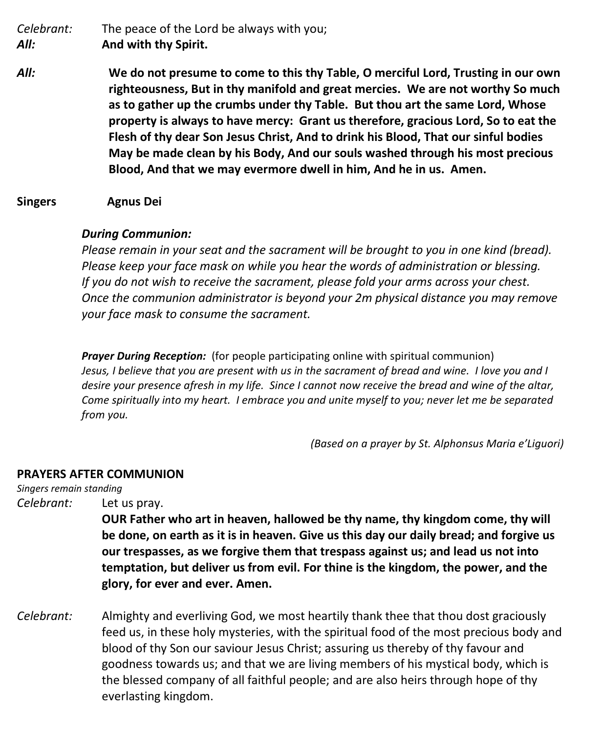*Celebrant:* The peace of the Lord be always with you;
***All:*** **And with thy Spirit.**

***All:*** **We do not presume to come to this thy Table, O merciful Lord, Trusting in our own righteousness, But in thy manifold and great mercies. We are not worthy So much as to gather up the crumbs under thy Table. But thou art the same Lord, Whose property is always to have mercy: Grant us therefore, gracious Lord, So to eat the Flesh of thy dear Son Jesus Christ, And to drink his Blood, That our sinful bodies May be made clean by his Body, And our souls washed through his most precious Blood, And that we may evermore dwell in him, And he in us. Amen.**

**Singers** **Agnus Dei**

***During Communion:***
*Please remain in your seat and the sacrament will be brought to you in one kind (bread). Please keep your face mask on while you hear the words of administration or blessing. If you do not wish to receive the sacrament, please fold your arms across your chest. Once the communion administrator is beyond your 2m physical distance you may remove your face mask to consume the sacrament.*

***Prayer During Reception:*** (for people participating online with spiritual communion)
*Jesus, I believe that you are present with us in the sacrament of bread and wine. I love you and I desire your presence afresh in my life. Since I cannot now receive the bread and wine of the altar, Come spiritually into my heart. I embrace you and unite myself to you; never let me be separated from you.*

*(Based on a prayer by St. Alphonsus Maria e'Liguori)*

## PRAYERS AFTER COMMUNION

*Singers remain standing*

*Celebrant:* Let us pray.
**OUR Father who art in heaven, hallowed be thy name, thy kingdom come, thy will be done, on earth as it is in heaven. Give us this day our daily bread; and forgive us our trespasses, as we forgive them that trespass against us; and lead us not into temptation, but deliver us from evil. For thine is the kingdom, the power, and the glory, for ever and ever. Amen.**

*Celebrant:* Almighty and everliving God, we most heartily thank thee that thou dost graciously feed us, in these holy mysteries, with the spiritual food of the most precious body and blood of thy Son our saviour Jesus Christ; assuring us thereby of thy favour and goodness towards us; and that we are living members of his mystical body, which is the blessed company of all faithful people; and are also heirs through hope of thy everlasting kingdom.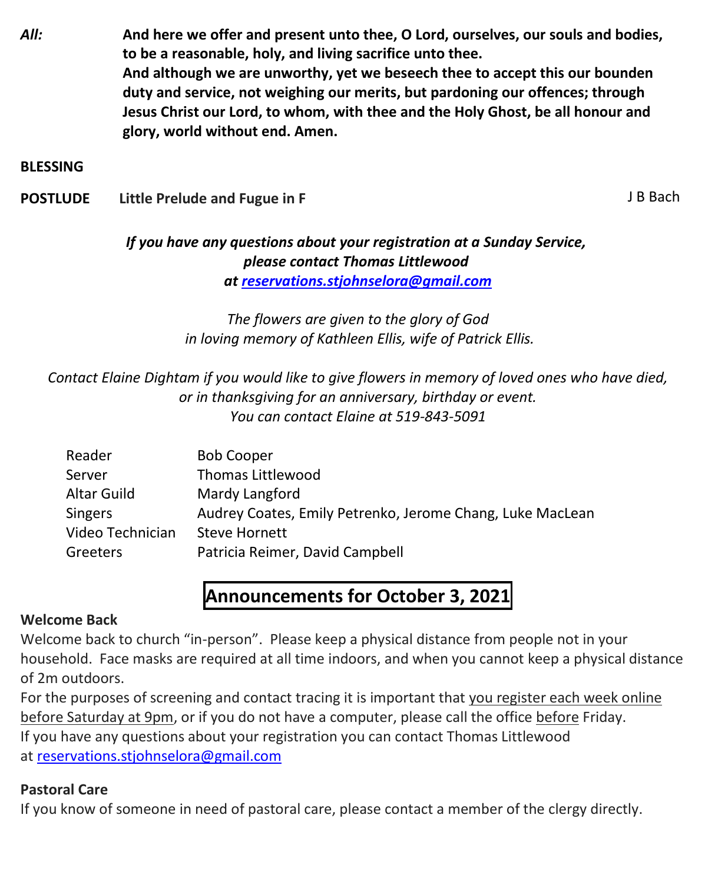*All:* **And here we offer and present unto thee, O Lord, ourselves, our souls and bodies, to be a reasonable, holy, and living sacrifice unto thee. And although we are unworthy, yet we beseech thee to accept this our bounden duty and service, not weighing our merits, but pardoning our offences; through Jesus Christ our Lord, to whom, with thee and the Holy Ghost, be all honour and glory, world without end. Amen.**

**BLESSING**

**POSTLUDE** **Little Prelude and Fugue in F** J B Bach

***If you have any questions about your registration at a Sunday Service, please contact Thomas Littlewood at [reservations.stjohnselora@gmail.com](mailto:reservations.stjohnselora@gmail.com)***

*The flowers are given to the glory of God in loving memory of Kathleen Ellis, wife of Patrick Ellis.*

*Contact Elaine Dightam if you would like to give flowers in memory of loved ones who have died, or in thanksgiving for an anniversary, birthday or event. You can contact Elaine at 519-843-5091*

| | |
|---|---|
| Reader | Bob Cooper |
| Server | Thomas Littlewood |
| Altar Guild | Mardy Langford |
| Singers | Audrey Coates, Emily Petrenko, Jerome Chang, Luke MacLean |
| Video Technician | Steve Hornett |
| Greeters | Patricia Reimer, David Campbell |

# Announcements for October 3, 2021

**Welcome Back**

Welcome back to church "in-person". Please keep a physical distance from people not in your household. Face masks are required at all time indoors, and when you cannot keep a physical distance of 2m outdoors.

For the purposes of screening and contact tracing it is important that you register each week online before Saturday at 9pm, or if you do not have a computer, please call the office before Friday.

If you have any questions about your registration you can contact Thomas Littlewood at [reservations.stjohnselora@gmail.com](mailto:reservations.stjohnselora@gmail.com)

**Pastoral Care**

If you know of someone in need of pastoral care, please contact a member of the clergy directly.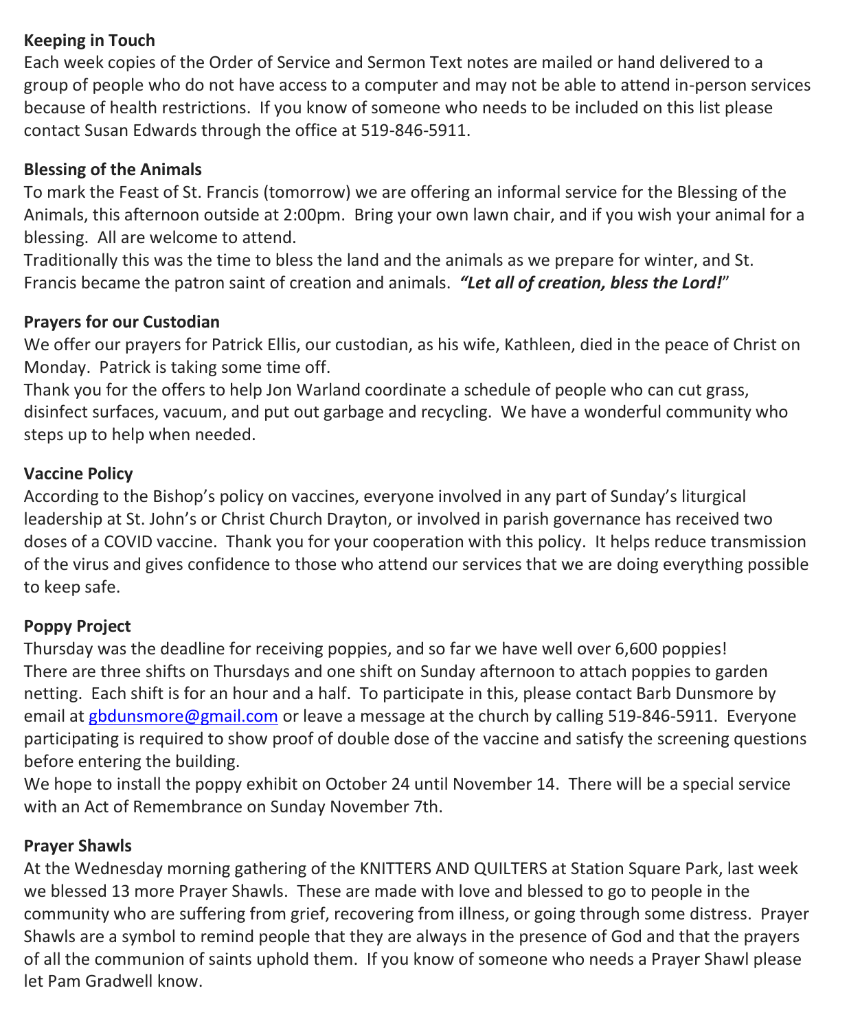**Keeping in Touch**

Each week copies of the Order of Service and Sermon Text notes are mailed or hand delivered to a group of people who do not have access to a computer and may not be able to attend in-person services because of health restrictions. If you know of someone who needs to be included on this list please contact Susan Edwards through the office at 519-846-5911.

**Blessing of the Animals**

To mark the Feast of St. Francis (tomorrow) we are offering an informal service for the Blessing of the Animals, this afternoon outside at 2:00pm. Bring your own lawn chair, and if you wish your animal for a blessing. All are welcome to attend.

Traditionally this was the time to bless the land and the animals as we prepare for winter, and St. Francis became the patron saint of creation and animals. ***"Let all of creation, bless the Lord!***"

**Prayers for our Custodian**

We offer our prayers for Patrick Ellis, our custodian, as his wife, Kathleen, died in the peace of Christ on Monday. Patrick is taking some time off.

Thank you for the offers to help Jon Warland coordinate a schedule of people who can cut grass, disinfect surfaces, vacuum, and put out garbage and recycling. We have a wonderful community who steps up to help when needed.

**Vaccine Policy**

According to the Bishop's policy on vaccines, everyone involved in any part of Sunday's liturgical leadership at St. John's or Christ Church Drayton, or involved in parish governance has received two doses of a COVID vaccine. Thank you for your cooperation with this policy. It helps reduce transmission of the virus and gives confidence to those who attend our services that we are doing everything possible to keep safe.

**Poppy Project**

Thursday was the deadline for receiving poppies, and so far we have well over 6,600 poppies! There are three shifts on Thursdays and one shift on Sunday afternoon to attach poppies to garden netting. Each shift is for an hour and a half. To participate in this, please contact Barb Dunsmore by email at [gbdunsmore@gmail.com](mailto:gbdunsmore@gmail.com) or leave a message at the church by calling 519-846-5911. Everyone participating is required to show proof of double dose of the vaccine and satisfy the screening questions before entering the building.

We hope to install the poppy exhibit on October 24 until November 14. There will be a special service with an Act of Remembrance on Sunday November 7th.

**Prayer Shawls**

At the Wednesday morning gathering of the KNITTERS AND QUILTERS at Station Square Park, last week we blessed 13 more Prayer Shawls. These are made with love and blessed to go to people in the community who are suffering from grief, recovering from illness, or going through some distress. Prayer Shawls are a symbol to remind people that they are always in the presence of God and that the prayers of all the communion of saints uphold them. If you know of someone who needs a Prayer Shawl please let Pam Gradwell know.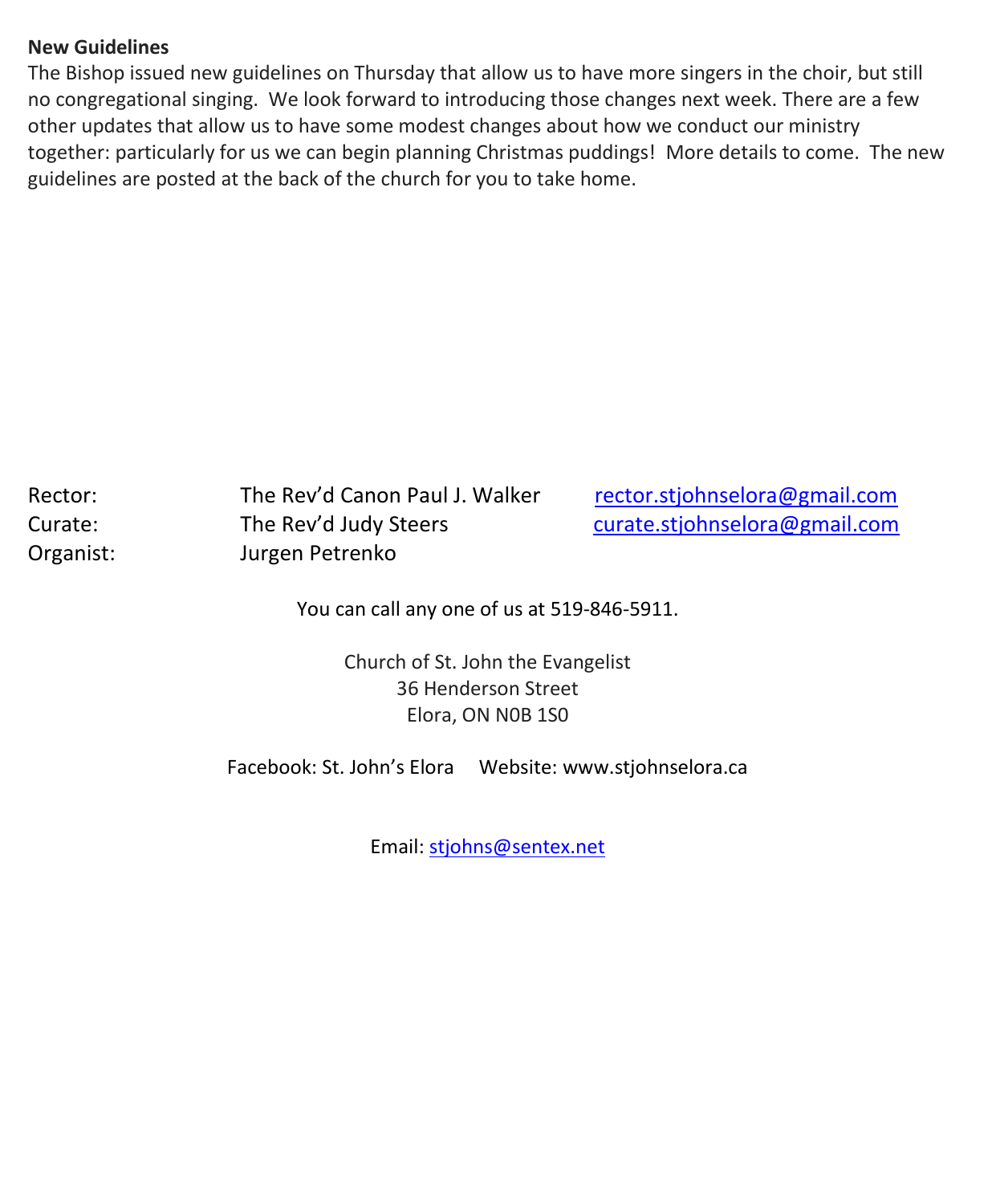**New Guidelines**

The Bishop issued new guidelines on Thursday that allow us to have more singers in the choir, but still no congregational singing. We look forward to introducing those changes next week. There are a few other updates that allow us to have some modest changes about how we conduct our ministry together: particularly for us we can begin planning Christmas puddings! More details to come. The new guidelines are posted at the back of the church for you to take home.

| | | |
|---|---|---|
| Rector: | The Rev'd Canon Paul J. Walker | rector.stjohnselora@gmail.com |
| Curate: | The Rev'd Judy Steers | curate.stjohnselora@gmail.com |
| Organist: | Jurgen Petrenko | |

You can call any one of us at 519-846-5911.

Church of St. John the Evangelist
36 Henderson Street
Elora, ON N0B 1S0

Facebook: St. John's Elora     Website: www.stjohnselora.ca

Email: stjohns@sentex.net